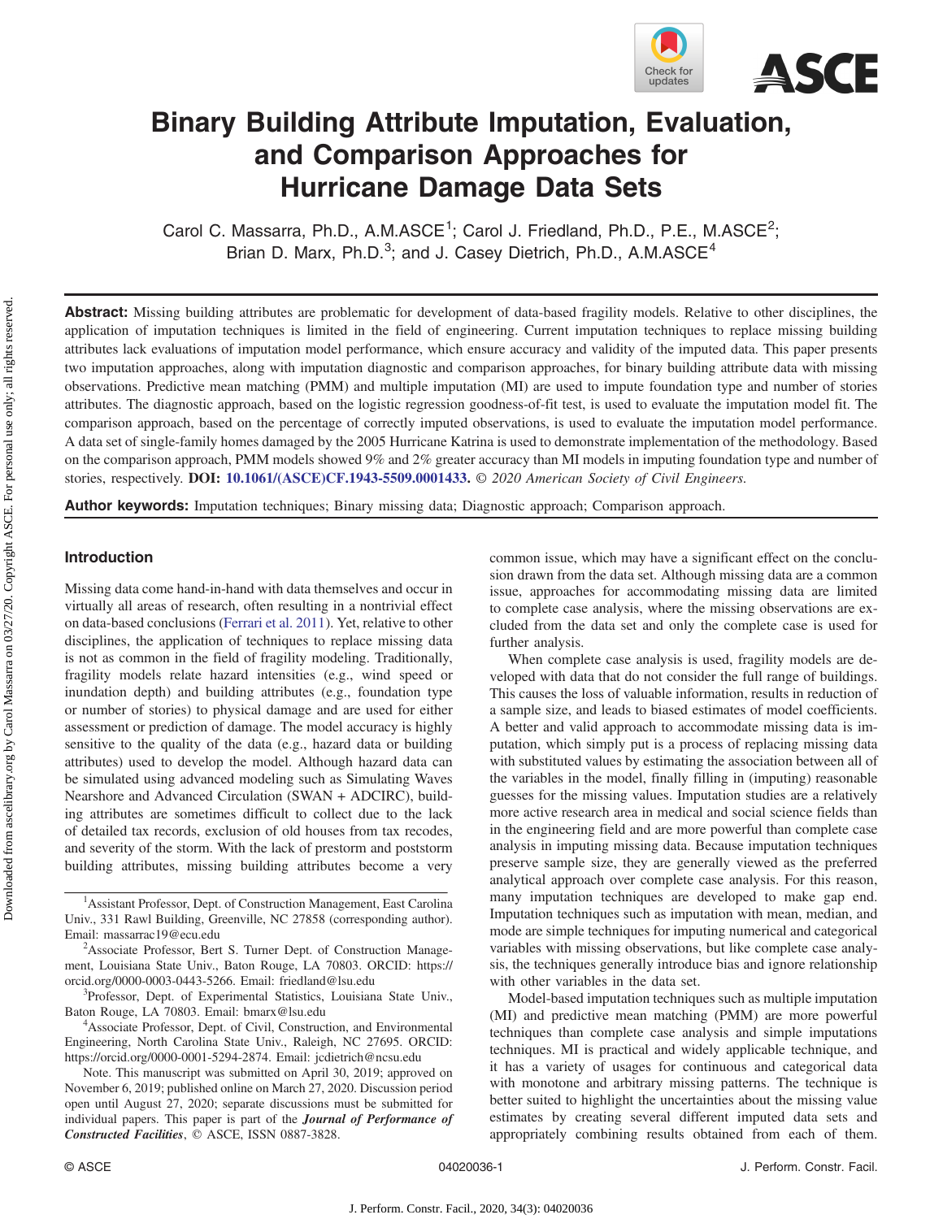# Binary Building Attribute Imputation, Evaluation, and Comparison Approaches for Hurricane Damage Data Sets

Carol C. Massarra, Ph.D., A.M.ASCE[1]; Carol J. Friedland, Ph.D., P.E., M.ASCE[2]; Brian D. Marx, Ph.D.[3]; and J. Casey Dietrich, Ph.D., A.M.ASCE[4]

**Abstract:** Missing building attributes are problematic for development of data-based fragility models. Relative to other disciplines, the application of imputation techniques is limited in the field of engineering. Current imputation techniques to replace missing building attributes lack evaluations of imputation model performance, which ensure accuracy and validity of the imputed data. This paper presents two imputation approaches, along with imputation diagnostic and comparison approaches, for binary building attribute data with missing observations. Predictive mean matching (PMM) and multiple imputation (MI) are used to impute foundation type and number of stories attributes. The diagnostic approach, based on the logistic regression goodness-of-fit test, is used to evaluate the imputation model fit. The comparison approach, based on the percentage of correctly imputed observations, is used to evaluate the imputation model performance. A data set of single-family homes damaged by the 2005 Hurricane Katrina is used to demonstrate implementation of the methodology. Based on the comparison approach, PMM models showed 9% and 2% greater accuracy than MI models in imputing foundation type and number of stories, respectively. **DOI: 10.1061/(ASCE)CF.1943-5509.0001433.** *© 2020 American Society of Civil Engineers.*

**Author keywords:** Imputation techniques; Binary missing data; Diagnostic approach; Comparison approach.

## Introduction

Missing data come hand-in-hand with data themselves and occur in virtually all areas of research, often resulting in a nontrivial effect on data-based conclusions (Ferrari et al. 2011). Yet, relative to other disciplines, the application of techniques to replace missing data is not as common in the field of fragility modeling. Traditionally, fragility models relate hazard intensities (e.g., wind speed or inundation depth) and building attributes (e.g., foundation type or number of stories) to physical damage and are used for either assessment or prediction of damage. The model accuracy is highly sensitive to the quality of the data (e.g., hazard data or building attributes) used to develop the model. Although hazard data can be simulated using advanced modeling such as Simulating Waves Nearshore and Advanced Circulation (SWAN + ADCIRC), building attributes are sometimes difficult to collect due to the lack of detailed tax records, exclusion of old houses from tax recodes, and severity of the storm. With the lack of prestorm and poststorm building attributes, missing building attributes become a very common issue, which may have a significant effect on the conclusion drawn from the data set. Although missing data are a common issue, approaches for accommodating missing data are limited to complete case analysis, where the missing observations are excluded from the data set and only the complete case is used for further analysis.

When complete case analysis is used, fragility models are developed with data that do not consider the full range of buildings. This causes the loss of valuable information, results in reduction of a sample size, and leads to biased estimates of model coefficients. A better and valid approach to accommodate missing data is imputation, which simply put is a process of replacing missing data with substituted values by estimating the association between all of the variables in the model, finally filling in (imputing) reasonable guesses for the missing values. Imputation studies are a relatively more active research area in medical and social science fields than in the engineering field and are more powerful than complete case analysis in imputing missing data. Because imputation techniques preserve sample size, they are generally viewed as the preferred analytical approach over complete case analysis. For this reason, many imputation techniques are developed to make gap end. Imputation techniques such as imputation with mean, median, and mode are simple techniques for imputing numerical and categorical variables with missing observations, but like complete case analysis, the techniques generally introduce bias and ignore relationship with other variables in the data set.

Model-based imputation techniques such as multiple imputation (MI) and predictive mean matching (PMM) are more powerful techniques than complete case analysis and simple imputations techniques. MI is practical and widely applicable technique, and it has a variety of usages for continuous and categorical data with monotone and arbitrary missing patterns. The technique is better suited to highlight the uncertainties about the missing value estimates by creating several different imputed data sets and appropriately combining results obtained from each of them.

---

[1]Assistant Professor, Dept. of Construction Management, East Carolina Univ., 331 Rawl Building, Greenville, NC 27858 (corresponding author). Email: massarrac19@ecu.edu

[2]Associate Professor, Bert S. Turner Dept. of Construction Management, Louisiana State Univ., Baton Rouge, LA 70803. ORCID: https://orcid.org/0000-0003-0443-5266. Email: friedland@lsu.edu

[3]Professor, Dept. of Experimental Statistics, Louisiana State Univ., Baton Rouge, LA 70803. Email: bmarx@lsu.edu

[4]Associate Professor, Dept. of Civil, Construction, and Environmental Engineering, North Carolina State Univ., Raleigh, NC 27695. ORCID: https://orcid.org/0000-0001-5294-2874. Email: jcdietrich@ncsu.edu

Note. This manuscript was submitted on April 30, 2019; approved on November 6, 2019; published online on March 27, 2020. Discussion period open until August 27, 2020; separate discussions must be submitted for individual papers. This paper is part of the ***Journal of Performance of Constructed Facilities***, © ASCE, ISSN 0887-3828.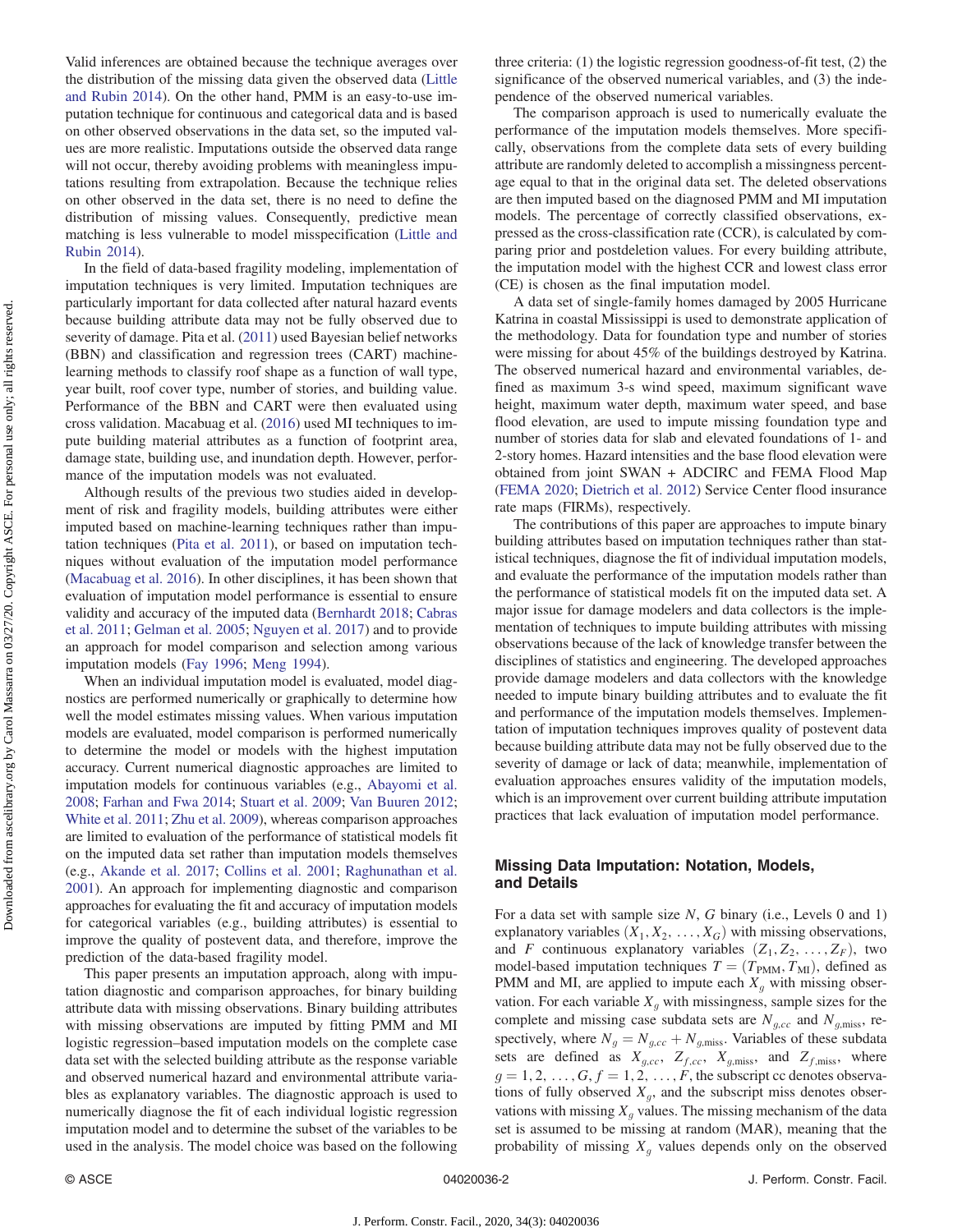Valid inferences are obtained because the technique averages over the distribution of the missing data given the observed data (Little and Rubin 2014). On the other hand, PMM is an easy-to-use imputation technique for continuous and categorical data and is based on other observed observations in the data set, so the imputed values are more realistic. Imputations outside the observed data range will not occur, thereby avoiding problems with meaningless imputations resulting from extrapolation. Because the technique relies on other observed in the data set, there is no need to define the distribution of missing values. Consequently, predictive mean matching is less vulnerable to model misspecification (Little and Rubin 2014).

In the field of data-based fragility modeling, implementation of imputation techniques is very limited. Imputation techniques are particularly important for data collected after natural hazard events because building attribute data may not be fully observed due to severity of damage. Pita et al. (2011) used Bayesian belief networks (BBN) and classification and regression trees (CART) machine-learning methods to classify roof shape as a function of wall type, year built, roof cover type, number of stories, and building value. Performance of the BBN and CART were then evaluated using cross validation. Macabuag et al. (2016) used MI techniques to impute building material attributes as a function of footprint area, damage state, building use, and inundation depth. However, performance of the imputation models was not evaluated.

Although results of the previous two studies aided in development of risk and fragility models, building attributes were either imputed based on machine-learning techniques rather than imputation techniques (Pita et al. 2011), or based on imputation techniques without evaluation of the imputation model performance (Macabuag et al. 2016). In other disciplines, it has been shown that evaluation of imputation model performance is essential to ensure validity and accuracy of the imputed data (Bernhardt 2018; Cabras et al. 2011; Gelman et al. 2005; Nguyen et al. 2017) and to provide an approach for model comparison and selection among various imputation models (Fay 1996; Meng 1994).

When an individual imputation model is evaluated, model diagnostics are performed numerically or graphically to determine how well the model estimates missing values. When various imputation models are evaluated, model comparison is performed numerically to determine the model or models with the highest imputation accuracy. Current numerical diagnostic approaches are limited to imputation models for continuous variables (e.g., Abayomi et al. 2008; Farhan and Fwa 2014; Stuart et al. 2009; Van Buuren 2012; White et al. 2011; Zhu et al. 2009), whereas comparison approaches are limited to evaluation of the performance of statistical models fit on the imputed data set rather than imputation models themselves (e.g., Akande et al. 2017; Collins et al. 2001; Raghunathan et al. 2001). An approach for implementing diagnostic and comparison approaches for evaluating the fit and accuracy of imputation models for categorical variables (e.g., building attributes) is essential to improve the quality of postevent data, and therefore, improve the prediction of the data-based fragility model.

This paper presents an imputation approach, along with imputation diagnostic and comparison approaches, for binary building attribute data with missing observations. Binary building attributes with missing observations are imputed by fitting PMM and MI logistic regression–based imputation models on the complete case data set with the selected building attribute as the response variable and observed numerical hazard and environmental attribute variables as explanatory variables. The diagnostic approach is used to numerically diagnose the fit of each individual logistic regression imputation model and to determine the subset of the variables to be used in the analysis. The model choice was based on the following three criteria: (1) the logistic regression goodness-of-fit test, (2) the significance of the observed numerical variables, and (3) the independence of the observed numerical variables.

The comparison approach is used to numerically evaluate the performance of the imputation models themselves. More specifically, observations from the complete data sets of every building attribute are randomly deleted to accomplish a missingness percentage equal to that in the original data set. The deleted observations are then imputed based on the diagnosed PMM and MI imputation models. The percentage of correctly classified observations, expressed as the cross-classification rate (CCR), is calculated by comparing prior and postdeletion values. For every building attribute, the imputation model with the highest CCR and lowest class error (CE) is chosen as the final imputation model.

A data set of single-family homes damaged by 2005 Hurricane Katrina in coastal Mississippi is used to demonstrate application of the methodology. Data for foundation type and number of stories were missing for about 45% of the buildings destroyed by Katrina. The observed numerical hazard and environmental variables, defined as maximum 3-s wind speed, maximum significant wave height, maximum water depth, maximum water speed, and base flood elevation, are used to impute missing foundation type and number of stories data for slab and elevated foundations of 1- and 2-story homes. Hazard intensities and the base flood elevation were obtained from joint SWAN + ADCIRC and FEMA Flood Map (FEMA 2020; Dietrich et al. 2012) Service Center flood insurance rate maps (FIRMs), respectively.

The contributions of this paper are approaches to impute binary building attributes based on imputation techniques rather than statistical techniques, diagnose the fit of individual imputation models, and evaluate the performance of the imputation models rather than the performance of statistical models fit on the imputed data set. A major issue for damage modelers and data collectors is the implementation of techniques to impute building attributes with missing observations because of the lack of knowledge transfer between the disciplines of statistics and engineering. The developed approaches provide damage modelers and data collectors with the knowledge needed to impute binary building attributes and to evaluate the fit and performance of the imputation models themselves. Implementation of imputation techniques improves quality of postevent data because building attribute data may not be fully observed due to the severity of damage or lack of data; meanwhile, implementation of evaluation approaches ensures validity of the imputation models, which is an improvement over current building attribute imputation practices that lack evaluation of imputation model performance.

## Missing Data Imputation: Notation, Models, and Details

For a data set with sample size $N$, $G$ binary (i.e., Levels 0 and 1) explanatory variables $(X_1, X_2, \ldots, X_G)$ with missing observations, and $F$ continuous explanatory variables $(Z_1, Z_2, \ldots, Z_F)$, two model-based imputation techniques $T = (T_{\mathrm{PMM}}, T_{\mathrm{MI}})$, defined as PMM and MI, are applied to impute each $X_g$ with missing observation. For each variable $X_g$ with missingness, sample sizes for the complete and missing case subdata sets are $N_{g,cc}$ and $N_{g,\mathrm{miss}}$, respectively, where $N_g = N_{g,cc} + N_{g,\mathrm{miss}}$. Variables of these subdata sets are defined as $X_{g,cc}$, $Z_{f,cc}$, $X_{g,\mathrm{miss}}$, and $Z_{f,\mathrm{miss}}$, where $g = 1, 2, \ldots, G$, $f = 1, 2, \ldots, F$, the subscript cc denotes observations of fully observed $X_g$, and the subscript miss denotes observations with missing $X_g$ values. The missing mechanism of the data set is assumed to be missing at random (MAR), meaning that the probability of missing $X_g$ values depends only on the observed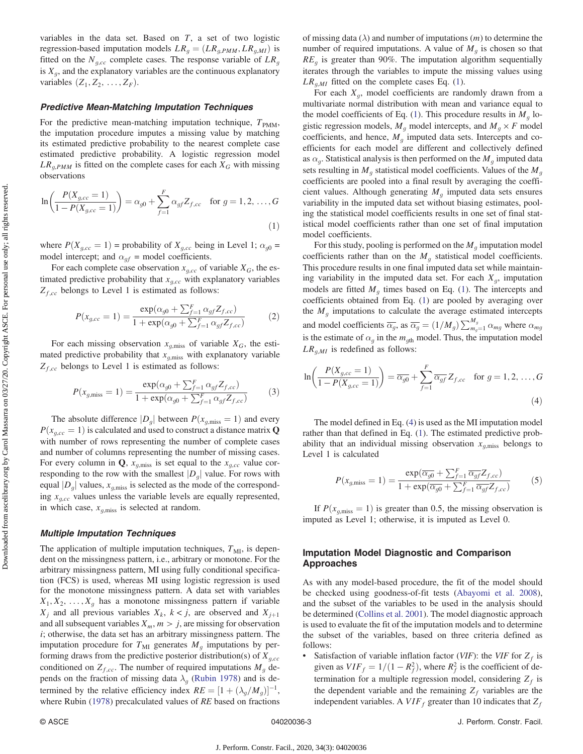variables in the data set. Based on $T$, a set of two logistic regression-based imputation models $LR_g = (LR_{g,PMM}, LR_{g,MI})$ is fitted on the $N_{g,cc}$ complete cases. The response variable of $LR_g$ is $X_g$, and the explanatory variables are the continuous explanatory variables $(Z_1, Z_2, \ldots, Z_F)$.

### Predictive Mean-Matching Imputation Techniques

For the predictive mean-matching imputation technique, $T_{\text{PMM}}$, the imputation procedure imputes a missing value by matching its estimated predictive probability to the nearest complete case estimated predictive probability. A logistic regression model $LR_{g,PMM}$ is fitted on the complete cases for each $X_G$ with missing observations

$$\ln\left(\frac{P(X_{g,cc}=1)}{1-P(X_{g,cc}=1)}\right) = \alpha_{g0} + \sum_{f=1}^{F} \alpha_{gf} Z_{f,cc} \quad \text{for } g = 1, 2, \ldots, G \tag{1}$$

where $P(X_{g,cc}=1)$ = probability of $X_{g,cc}$ being in Level 1; $\alpha_{g0}$ = model intercept; and $\alpha_{gf}$ = model coefficients.

For each complete case observation $x_{g,cc}$ of variable $X_G$, the estimated predictive probability that $x_{g,cc}$ with explanatory variables $Z_{f,cc}$ belongs to Level 1 is estimated as follows:

$$P(x_{g,cc}=1) = \frac{\exp(\alpha_{g0} + \sum_{f=1}^{F} \alpha_{gf} Z_{f,cc})}{1+\exp(\alpha_{g0} + \sum_{f=1}^{F} \alpha_{gf} Z_{f,cc})} \tag{2}$$

For each missing observation $x_{g,\text{miss}}$ of variable $X_G$, the estimated predictive probability that $x_{g,\text{miss}}$ with explanatory variable $Z_{f,cc}$ belongs to Level 1 is estimated as follows:

$$P(x_{g,\text{miss}}=1) = \frac{\exp(\alpha_{g0} + \sum_{f=1}^{F} \alpha_{gf} Z_{f,cc})}{1+\exp(\alpha_{g0} + \sum_{f=1}^{F} \alpha_{gf} Z_{f,cc})} \tag{3}$$

The absolute difference $|D_g|$ between $P(x_{g,\text{miss}}=1)$ and every $P(x_{g,cc}=1)$ is calculated and used to construct a distance matrix $\mathbf{Q}$ with number of rows representing the number of complete cases and number of columns representing the number of missing cases. For every column in $\mathbf{Q}$, $x_{g,\text{miss}}$ is set equal to the $x_{g,cc}$ value corresponding to the row with the smallest $|D_g|$ value. For rows with equal $|D_g|$ values, $x_{g,\text{miss}}$ is selected as the mode of the corresponding $x_{g,cc}$ values unless the variable levels are equally represented, in which case, $x_{g,\text{miss}}$ is selected at random.

### Multiple Imputation Techniques

The application of multiple imputation techniques, $T_{\text{MI}}$, is dependent on the missingness pattern, i.e., arbitrary or monotone. For the arbitrary missingness pattern, MI using fully conditional specification (FCS) is used, whereas MI using logistic regression is used for the monotone missingness pattern. A data set with variables $X_1, X_2, \ldots, X_g$ has a monotone missingness pattern if variable $X_j$ and all previous variables $X_k$, $k < j$, are observed and $X_{j+1}$ and all subsequent variables $X_m$, $m > j$, are missing for observation $i$; otherwise, the data set has an arbitrary missingness pattern. The imputation procedure for $T_{\text{MI}}$ generates $M_g$ imputations by performing draws from the predictive posterior distribution(s) of $X_{g,cc}$ conditioned on $Z_{f,cc}$. The number of required imputations $M_g$ depends on the fraction of missing data $\lambda_g$ (Rubin 1978) and is determined by the relative efficiency index $RE = [1 + (\lambda_g/M_g)]^{-1}$, where Rubin (1978) precalculated values of $RE$ based on fractions of missing data ($\lambda$) and number of imputations ($m$) to determine the number of required imputations. A value of $M_g$ is chosen so that $RE_g$ is greater than 90%. The imputation algorithm sequentially iterates through the variables to impute the missing values using $LR_{g,MI}$ fitted on the complete cases Eq. (1).

For each $X_g$, model coefficients are randomly drawn from a multivariate normal distribution with mean and variance equal to the model coefficients of Eq. (1). This procedure results in $M_g$ logistic regression models, $M_g$ model intercepts, and $M_g \times F$ model coefficients, and hence, $M_g$ imputed data sets. Intercepts and coefficients for each model are different and collectively defined as $\alpha_g$. Statistical analysis is then performed on the $M_g$ imputed data sets resulting in $M_g$ statistical model coefficients. Values of the $M_g$ coefficients are pooled into a final result by averaging the coefficient values. Although generating $M_g$ imputed data sets ensures variability in the imputed data set without biasing estimates, pooling the statistical model coefficients results in one set of final statistical model coefficients rather than one set of final imputation model coefficients.

For this study, pooling is performed on the $M_g$ imputation model coefficients rather than on the $M_g$ statistical model coefficients. This procedure results in one final imputed data set while maintaining variability in the imputed data set. For each $X_g$, imputation models are fitted $M_g$ times based on Eq. (1). The intercepts and coefficients obtained from Eq. (1) are pooled by averaging over the $M_g$ imputations to calculate the average estimated intercepts and model coefficients $\overline{\alpha_g}$, as $\overline{\alpha_g} = (1/M_g)\sum_{m_g=1}^{M_g} \alpha_{mg}$ where $\alpha_{mg}$ is the estimate of $\alpha_g$ in the $m_{\text{gth}}$ model. Thus, the imputation model $LR_{g,MI}$ is redefined as follows:

$$\ln\left(\frac{P(X_{g,cc}=1)}{1-P(X_{g,cc}=1)}\right) = \overline{\alpha_{g0}} + \sum_{f=1}^{F} \overline{\alpha_{gf}} Z_{f,cc} \quad \text{for } g = 1, 2, \ldots, G \tag{4}$$

The model defined in Eq. (4) is used as the MI imputation model rather than that defined in Eq. (1). The estimated predictive probability that an individual missing observation $x_{g,\text{miss}}$ belongs to Level 1 is calculated

$$P(x_{g,\text{miss}}=1) = \frac{\exp(\overline{\alpha_{g0}} + \sum_{f=1}^{F} \overline{\alpha_{gf}} Z_{f,cc})}{1+\exp(\overline{\alpha_{g0}} + \sum_{f=1}^{F} \overline{\alpha_{gf}} Z_{f,cc})} \tag{5}$$

If $P(x_{g,\text{miss}}=1)$ is greater than 0.5, the missing observation is imputed as Level 1; otherwise, it is imputed as Level 0.

## Imputation Model Diagnostic and Comparison Approaches

As with any model-based procedure, the fit of the model should be checked using goodness-of-fit tests (Abayomi et al. 2008), and the subset of the variables to be used in the analysis should be determined (Collins et al. 2001). The model diagnostic approach is used to evaluate the fit of the imputation models and to determine the subset of the variables, based on three criteria defined as follows:

- Satisfaction of variable inflation factor (*VIF*): the *VIF* for $Z_f$ is given as $VIF_f = 1/(1 - R_f^2)$, where $R_f^2$ is the coefficient of determination for a multiple regression model, considering $Z_f$ is the dependent variable and the remaining $Z_f$ variables are the independent variables. A $VIF_f$ greater than 10 indicates that $Z_f$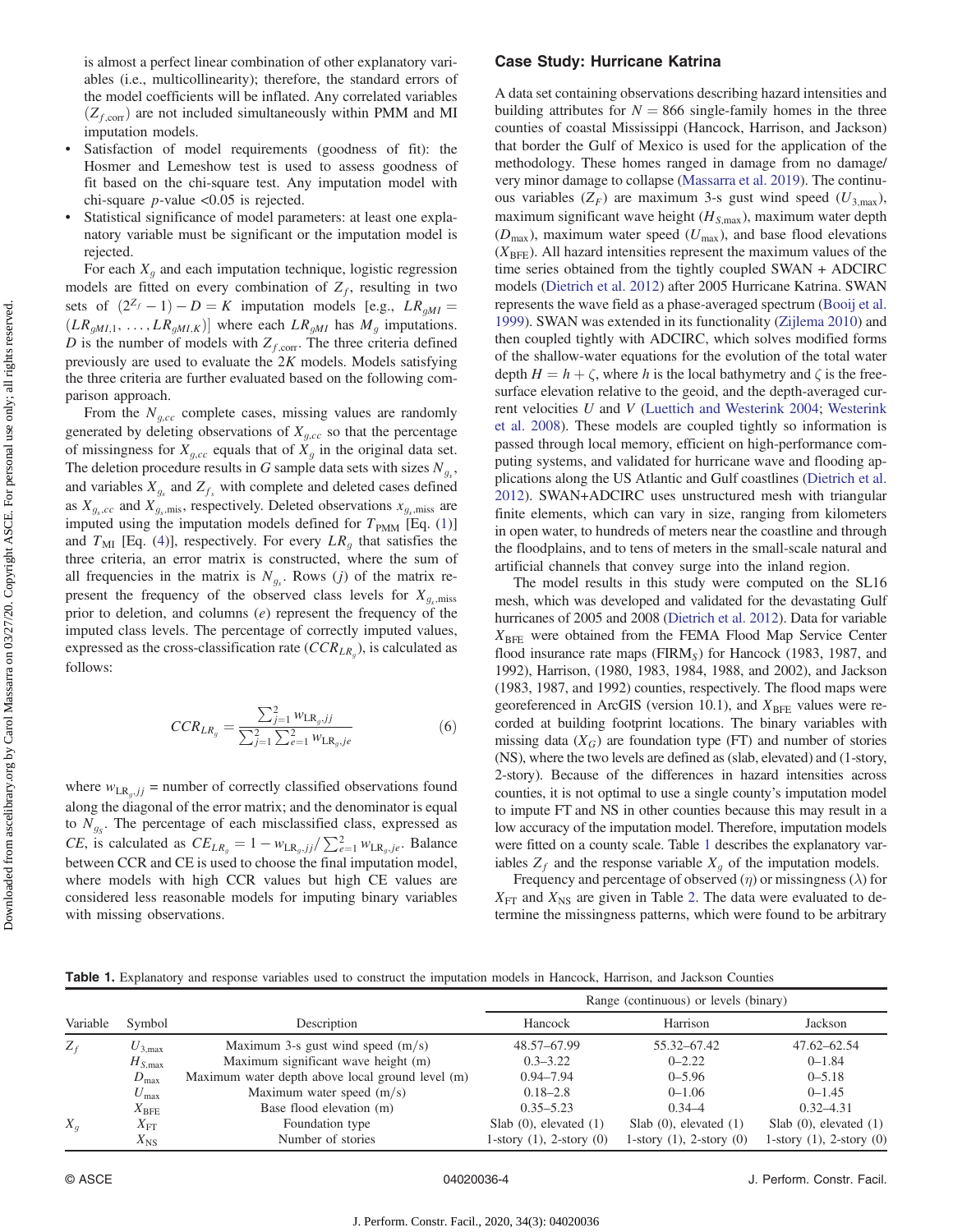is almost a perfect linear combination of other explanatory variables (i.e., multicollinearity); therefore, the standard errors of the model coefficients will be inflated. Any correlated variables ($Z_{f,\text{corr}}$) are not included simultaneously within PMM and MI imputation models.

- Satisfaction of model requirements (goodness of fit): the Hosmer and Lemeshow test is used to assess goodness of fit based on the chi-square test. Any imputation model with chi-square $p$-value <0.05 is rejected.
- Statistical significance of model parameters: at least one explanatory variable must be significant or the imputation model is rejected.

For each $X_g$ and each imputation technique, logistic regression models are fitted on every combination of $Z_f$, resulting in two sets of $(2^{Z_f} - 1) - D = K$ imputation models [e.g., $LR_{gMI} = (LR_{gMI,1}, \ldots, LR_{gMI,K})$] where each $LR_{gMI}$ has $M_g$ imputations. $D$ is the number of models with $Z_{f,\text{corr}}$. The three criteria defined previously are used to evaluate the $2K$ models. Models satisfying the three criteria are further evaluated based on the following comparison approach.

From the $N_{g,cc}$ complete cases, missing values are randomly generated by deleting observations of $X_{g,cc}$ so that the percentage of missingness for $X_{g,cc}$ equals that of $X_g$ in the original data set. The deletion procedure results in $G$ sample data sets with sizes $N_{g_s}$, and variables $X_{g_s}$ and $Z_{f_s}$ with complete and deleted cases defined as $X_{g_s,cc}$ and $X_{g_s,\text{mis}}$, respectively. Deleted observations $x_{g_s,\text{miss}}$ are imputed using the imputation models defined for $T_{\text{PMM}}$ [Eq. (1)] and $T_{\text{MI}}$ [Eq. (4)], respectively. For every $LR_g$ that satisfies the three criteria, an error matrix is constructed, where the sum of all frequencies in the matrix is $N_{g_s}$. Rows ($j$) of the matrix represent the frequency of the observed class levels for $X_{g_s,\text{miss}}$ prior to deletion, and columns ($e$) represent the frequency of the imputed class levels. The percentage of correctly imputed values, expressed as the cross-classification rate ($CCR_{LR_g}$), is calculated as follows:

$$CCR_{LR_g} = \frac{\sum_{j=1}^{2} w_{\text{LR}_g,jj}}{\sum_{j=1}^{2} \sum_{e=1}^{2} w_{\text{LR}_g,je}} \tag{6}$$

where $w_{\text{LR}_g,jj}$ = number of correctly classified observations found along the diagonal of the error matrix; and the denominator is equal to $N_{g_S}$. The percentage of each misclassified class, expressed as $CE$, is calculated as $CE_{LR_g} = 1 - w_{\text{LR}_g,jj}/\sum_{e=1}^{2} w_{\text{LR}_g,je}$. Balance between CCR and CE is used to choose the final imputation model, where models with high CCR values but high CE values are considered less reasonable models for imputing binary variables with missing observations.

## Case Study: Hurricane Katrina

A data set containing observations describing hazard intensities and building attributes for $N = 866$ single-family homes in the three counties of coastal Mississippi (Hancock, Harrison, and Jackson) that border the Gulf of Mexico is used for the application of the methodology. These homes ranged in damage from no damage/very minor damage to collapse (Massarra et al. 2019). The continuous variables ($Z_F$) are maximum 3-s gust wind speed ($U_{3,\max}$), maximum significant wave height ($H_{S,\max}$), maximum water depth ($D_{\max}$), maximum water speed ($U_{\max}$), and base flood elevations ($X_{\text{BFE}}$). All hazard intensities represent the maximum values of the time series obtained from the tightly coupled SWAN + ADCIRC models (Dietrich et al. 2012) after 2005 Hurricane Katrina. SWAN represents the wave field as a phase-averaged spectrum (Booij et al. 1999). SWAN was extended in its functionality (Zijlema 2010) and then coupled tightly with ADCIRC, which solves modified forms of the shallow-water equations for the evolution of the total water depth $H = h + \zeta$, where $h$ is the local bathymetry and $\zeta$ is the free-surface elevation relative to the geoid, and the depth-averaged current velocities $U$ and $V$ (Luettich and Westerink 2004; Westerink et al. 2008). These models are coupled tightly so information is passed through local memory, efficient on high-performance computing systems, and validated for hurricane wave and flooding applications along the US Atlantic and Gulf coastlines (Dietrich et al. 2012). SWAN+ADCIRC uses unstructured mesh with triangular finite elements, which can vary in size, ranging from kilometers in open water, to hundreds of meters near the coastline and through the floodplains, and to tens of meters in the small-scale natural and artificial channels that convey surge into the inland region.

The model results in this study were computed on the SL16 mesh, which was developed and validated for the devastating Gulf hurricanes of 2005 and 2008 (Dietrich et al. 2012). Data for variable $X_{\text{BFE}}$ were obtained from the FEMA Flood Map Service Center flood insurance rate maps ($\text{FIRM}_S$) for Hancock (1983, 1987, and 1992), Harrison, (1980, 1983, 1984, 1988, and 2002), and Jackson (1983, 1987, and 1992) counties, respectively. The flood maps were georeferenced in ArcGIS (version 10.1), and $X_{\text{BFE}}$ values were recorded at building footprint locations. The binary variables with missing data ($X_G$) are foundation type (FT) and number of stories (NS), where the two levels are defined as (slab, elevated) and (1-story, 2-story). Because of the differences in hazard intensities across counties, it is not optimal to use a single county's imputation model to impute FT and NS in other counties because this may result in a low accuracy of the imputation model. Therefore, imputation models were fitted on a county scale. Table 1 describes the explanatory variables $Z_f$ and the response variable $X_g$ of the imputation models.

Frequency and percentage of observed ($\eta$) or missingness ($\lambda$) for $X_{\text{FT}}$ and $X_{\text{NS}}$ are given in Table 2. The data were evaluated to determine the missingness patterns, which were found to be arbitrary

**Table 1.** Explanatory and response variables used to construct the imputation models in Hancock, Harrison, and Jackson Counties

| Variable | Symbol | Description | Range (continuous) or levels (binary) | | |
|---|---|---|---|---|---|
| | | | Hancock | Harrison | Jackson |
| $Z_f$ | $U_{3,\max}$ | Maximum 3-s gust wind speed (m/s) | 48.57–67.99 | 55.32–67.42 | 47.62–62.54 |
| | $H_{S,\max}$ | Maximum significant wave height (m) | 0.3–3.22 | 0–2.22 | 0–1.84 |
| | $D_{\max}$ | Maximum water depth above local ground level (m) | 0.94–7.94 | 0–5.96 | 0–5.18 |
| | $U_{\max}$ | Maximum water speed (m/s) | 0.18–2.8 | 0–1.06 | 0–1.45 |
| | $X_{\text{BFE}}$ | Base flood elevation (m) | 0.35–5.23 | 0.34–4 | 0.32–4.31 |
| $X_g$ | $X_{\text{FT}}$ | Foundation type | Slab (0), elevated (1) | Slab (0), elevated (1) | Slab (0), elevated (1) |
| | $X_{\text{NS}}$ | Number of stories | 1-story (1), 2-story (0) | 1-story (1), 2-story (0) | 1-story (1), 2-story (0) |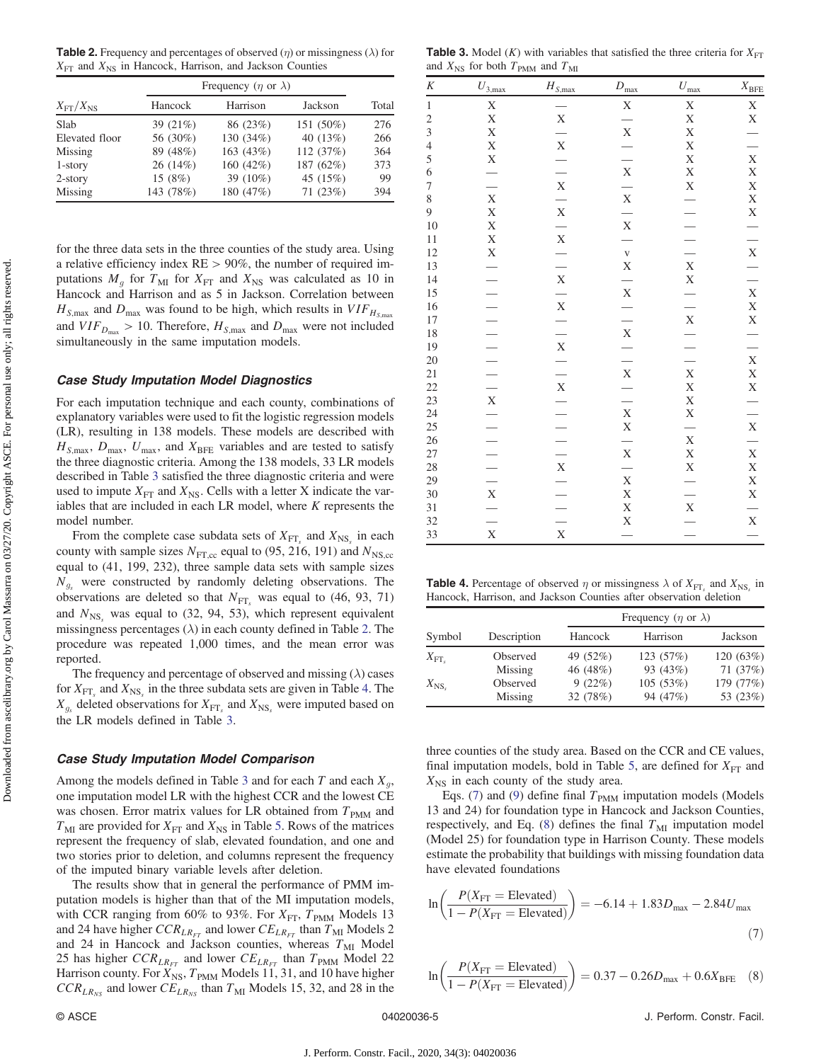**Table 2.** Frequency and percentages of observed ($\eta$) or missingness ($\lambda$) for $X_{\text{FT}}$ and $X_{\text{NS}}$ in Hancock, Harrison, and Jackson Counties

| $X_{\text{FT}}/X_{\text{NS}}$ | Frequency ($\eta$ or $\lambda$) | | | |
|---|---|---|---|---|
| | Hancock | Harrison | Jackson | Total |
| Slab | 39 (21%) | 86 (23%) | 151 (50%) | 276 |
| Elevated floor | 56 (30%) | 130 (34%) | 40 (13%) | 266 |
| Missing | 89 (48%) | 163 (43%) | 112 (37%) | 364 |
| 1-story | 26 (14%) | 160 (42%) | 187 (62%) | 373 |
| 2-story | 15 (8%) | 39 (10%) | 45 (15%) | 99 |
| Missing | 143 (78%) | 180 (47%) | 71 (23%) | 394 |

for the three data sets in the three counties of the study area. Using a relative efficiency index RE > 90%, the number of required imputations $M_g$ for $T_{\text{MI}}$ for $X_{\text{FT}}$ and $X_{\text{NS}}$ was calculated as 10 in Hancock and Harrison and as 5 in Jackson. Correlation between $H_{S,\max}$ and $D_{\max}$ was found to be high, which results in $VIF_{H_{S,\max}}$ and $VIF_{D_{\max}} > 10$. Therefore, $H_{S,\max}$ and $D_{\max}$ were not included simultaneously in the same imputation models.

### Case Study Imputation Model Diagnostics

For each imputation technique and each county, combinations of explanatory variables were used to fit the logistic regression models (LR), resulting in 138 models. These models are described with $H_{S,\max}$, $D_{\max}$, $U_{\max}$, and $X_{\text{BFE}}$ variables and are tested to satisfy the three diagnostic criteria. Among the 138 models, 33 LR models described in Table 3 satisfied the three diagnostic criteria and were used to impute $X_{\text{FT}}$ and $X_{\text{NS}}$. Cells with a letter X indicate the variables that are included in each LR model, where $K$ represents the model number.

From the complete case subdata sets of $X_{\text{FT}_s}$ and $X_{\text{NS}_s}$ in each county with sample sizes $N_{\text{FT,cc}}$ equal to (95, 216, 191) and $N_{\text{NS,cc}}$ equal to (41, 199, 232), three sample data sets with sample sizes $N_{g_s}$ were constructed by randomly deleting observations. The observations are deleted so that $N_{\text{FT}_s}$ was equal to (46, 93, 71) and $N_{\text{NS}_s}$ was equal to (32, 94, 53), which represent equivalent missingness percentages ($\lambda$) in each county defined in Table 2. The procedure was repeated 1,000 times, and the mean error was reported.

The frequency and percentage of observed and missing ($\lambda$) cases for $X_{\text{FT}_s}$ and $X_{\text{NS}_s}$ in the three subdata sets are given in Table 4. The $X_{g_s}$ deleted observations for $X_{\text{FT}_s}$ and $X_{\text{NS}_s}$ were imputed based on the LR models defined in Table 3.

### Case Study Imputation Model Comparison

Among the models defined in Table 3 and for each $T$ and each $X_g$, one imputation model LR with the highest CCR and the lowest CE was chosen. Error matrix values for LR obtained from $T_{\text{PMM}}$ and $T_{\text{MI}}$ are provided for $X_{\text{FT}}$ and $X_{\text{NS}}$ in Table 5. Rows of the matrices represent the frequency of slab, elevated foundation, and one and two stories prior to deletion, and columns represent the frequency of the imputed binary variable levels after deletion.

The results show that in general the performance of PMM imputation models is higher than that of the MI imputation models, with CCR ranging from 60% to 93%. For $X_{\text{FT}}$, $T_{\text{PMM}}$ Models 13 and 24 have higher $CCR_{LR_{FT}}$ and lower $CE_{LR_{FT}}$ than $T_{\text{MI}}$ Models 2 and 24 in Hancock and Jackson counties, whereas $T_{\text{MI}}$ Model 25 has higher $CCR_{LR_{FT}}$ and lower $CE_{LR_{FT}}$ than $T_{\text{PMM}}$ Model 22 Harrison county. For $X_{\text{NS}}$, $T_{\text{PMM}}$ Models 11, 31, and 10 have higher $CCR_{LR_{NS}}$ and lower $CE_{LR_{NS}}$ than $T_{\text{MI}}$ Models 15, 32, and 28 in the three counties of the study area. Based on the CCR and CE values, final imputation models, bold in Table 5, are defined for $X_{\text{FT}}$ and $X_{\text{NS}}$ in each county of the study area.

Eqs. (7) and (9) define final $T_{\text{PMM}}$ imputation models (Models 13 and 24) for foundation type in Hancock and Jackson Counties, respectively, and Eq. (8) defines the final $T_{\text{MI}}$ imputation model (Model 25) for foundation type in Harrison County. These models estimate the probability that buildings with missing foundation data have elevated foundations

$$\ln\left(\frac{P(X_{\text{FT}} = \text{Elevated})}{1 - P(X_{\text{FT}} = \text{Elevated})}\right) = -6.14 + 1.83D_{\max} - 2.84U_{\max} \tag{7}$$

$$\ln\left(\frac{P(X_{\text{FT}} = \text{Elevated})}{1 - P(X_{\text{FT}} = \text{Elevated})}\right) = 0.37 - 0.26D_{\max} + 0.6X_{\text{BFE}} \tag{8}$$

**Table 3.** Model ($K$) with variables that satisfied the three criteria for $X_{\text{FT}}$ and $X_{\text{NS}}$ for both $T_{\text{PMM}}$ and $T_{\text{MI}}$

| $K$ | $U_{3,\max}$ | $H_{S,\max}$ | $D_{\max}$ | $U_{\max}$ | $X_{\text{BFE}}$ |
|---|---|---|---|---|---|
| 1 | X | — | X | X | X |
| 2 | X | X | — | X | X |
| 3 | X | — | X | X | — |
| 4 | X | X | — | X | — |
| 5 | X | — | — | X | X |
| 6 | — | — | X | X | X |
| 7 | — | X | — | X | X |
| 8 | X | — | X | — | X |
| 9 | X | X | — | — | X |
| 10 | X | — | X | — | — |
| 11 | X | X | — | — | — |
| 12 | X | — | v | — | X |
| 13 | — | — | X | X | — |
| 14 | — | X | — | X | — |
| 15 | — | — | X | — | X |
| 16 | — | X | — | — | X |
| 17 | — | — | — | X | X |
| 18 | — | — | X | — | — |
| 19 | — | X | — | — | — |
| 20 | — | — | — | — | X |
| 21 | — | — | X | X | X |
| 22 | — | X | — | X | X |
| 23 | X | — | — | X | — |
| 24 | — | — | X | X | — |
| 25 | — | — | X | — | X |
| 26 | — | — | — | X | — |
| 27 | — | — | X | X | X |
| 28 | — | X | — | X | X |
| 29 | — | — | X | — | X |
| 30 | X | — | X | — | X |
| 31 | — | — | X | X | — |
| 32 | — | — | X | — | X |
| 33 | X | X | — | — | — |

**Table 4.** Percentage of observed $\eta$ or missingness $\lambda$ of $X_{\text{FT}_s}$ and $X_{\text{NS}_s}$ in Hancock, Harrison, and Jackson Counties after observation deletion

| Symbol | Description | Frequency ($\eta$ or $\lambda$) | | |
|---|---|---|---|---|
| | | Hancock | Harrison | Jackson |
| $X_{\text{FT}_s}$ | Observed | 49 (52%) | 123 (57%) | 120 (63%) |
| | Missing | 46 (48%) | 93 (43%) | 71 (37%) |
| $X_{\text{NS}_s}$ | Observed | 9 (22%) | 105 (53%) | 179 (77%) |
| | Missing | 32 (78%) | 94 (47%) | 53 (23%) |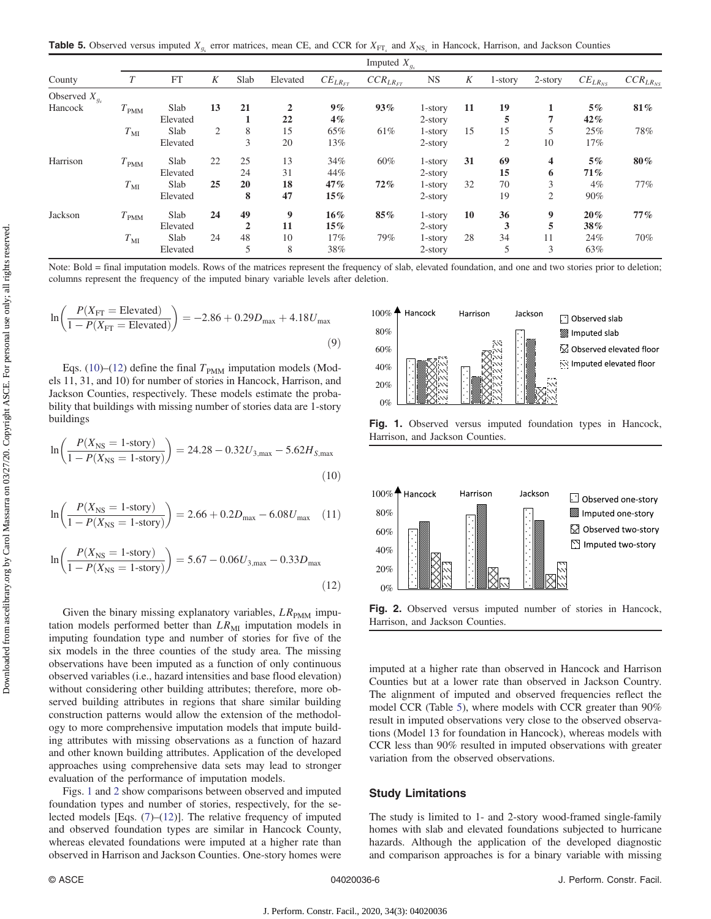**Table 5.** Observed versus imputed $X_{g_s}$ error matrices, mean CE, and CCR for $X_{\mathrm{FT}_s}$ and $X_{\mathrm{NS}_s}$ in Hancock, Harrison, and Jackson Counties

| County | $T$ | FT | $K$ | Slab | Elevated | $CE_{LR_{FT}}$ | $CCR_{LR_{FT}}$ | NS | $K$ | 1-story | 2-story | $CE_{LR_{NS}}$ | $CCR_{LR_{NS}}$ |
|---|---|---|---|---|---|---|---|---|---|---|---|---|---|
| | | | | | | Imputed $X_{g_s}$ | | | | | | | |
| Observed $X_{g_s}$ | | | | | | | | | | | | | |
| Hancock | $T_{\mathrm{PMM}}$ | Slab | **13** | **21** | **2** | **9%** | **93%** | 1-story | **11** | **19** | **1** | **5%** | **81%** |
| | | Elevated | | **1** | **22** | **4%** | | 2-story | | **5** | **7** | **42%** | |
| | $T_{\mathrm{MI}}$ | Slab | 2 | 8 | 15 | 65% | 61% | 1-story | 15 | 15 | 5 | 25% | 78% |
| | | Elevated | | 3 | 20 | 13% | | 2-story | | 2 | 10 | 17% | |
| Harrison | $T_{\mathrm{PMM}}$ | Slab | 22 | 25 | 13 | 34% | 60% | 1-story | **31** | **69** | **4** | **5%** | **80%** |
| | | Elevated | | 24 | 31 | 44% | | 2-story | | **15** | **6** | **71%** | |
| | $T_{\mathrm{MI}}$ | Slab | **25** | **20** | **18** | **47%** | **72%** | 1-story | 32 | 70 | 3 | 4% | 77% |
| | | Elevated | | **8** | **47** | **15%** | | 2-story | | 19 | 2 | 90% | |
| Jackson | $T_{\mathrm{PMM}}$ | Slab | **24** | **49** | **9** | **16%** | **85%** | 1-story | **10** | **36** | **9** | **20%** | **77%** |
| | | Elevated | | **2** | **11** | **15%** | | 2-story | | **3** | **5** | **38%** | |
| | $T_{\mathrm{MI}}$ | Slab | 24 | 48 | 10 | 17% | 79% | 1-story | 28 | 34 | 11 | 24% | 70% |
| | | Elevated | | 5 | 8 | 38% | | 2-story | | 5 | 3 | 63% | |

Note: Bold = final imputation models. Rows of the matrices represent the frequency of slab, elevated foundation, and one and two stories prior to deletion; columns represent the frequency of the imputed binary variable levels after deletion.

$$\ln\left(\frac{P(X_{\mathrm{FT}} = \mathrm{Elevated})}{1 - P(X_{\mathrm{FT}} = \mathrm{Elevated})}\right) = -2.86 + 0.29D_{\max} + 4.18U_{\max} \tag{9}$$

Eqs. (10)–(12) define the final $T_{\mathrm{PMM}}$ imputation models (Models 11, 31, and 10) for number of stories in Hancock, Harrison, and Jackson Counties, respectively. These models estimate the probability that buildings with missing number of stories data are 1-story buildings

$$\ln\left(\frac{P(X_{\mathrm{NS}} = \text{1-story})}{1 - P(X_{\mathrm{NS}} = \text{1-story})}\right) = 24.28 - 0.32U_{3,\max} - 5.62H_{S,\max} \tag{10}$$

$$\ln\left(\frac{P(X_{\mathrm{NS}} = \text{1-story})}{1 - P(X_{\mathrm{NS}} = \text{1-story})}\right) = 2.66 + 0.2D_{\max} - 6.08U_{\max} \tag{11}$$

$$\ln\left(\frac{P(X_{\mathrm{NS}} = \text{1-story})}{1 - P(X_{\mathrm{NS}} = \text{1-story})}\right) = 5.67 - 0.06U_{3,\max} - 0.33D_{\max} \tag{12}$$

Given the binary missing explanatory variables, $LR_{\mathrm{PMM}}$ imputation models performed better than $LR_{\mathrm{MI}}$ imputation models in imputing foundation type and number of stories for five of the six models in the three counties of the study area. The missing observations have been imputed as a function of only continuous observed variables (i.e., hazard intensities and base flood elevation) without considering other building attributes; therefore, more observed building attributes in regions that share similar building construction patterns would allow the extension of the methodology to more comprehensive imputation models that impute building attributes with missing observations as a function of hazard and other known building attributes. Application of the developed approaches using comprehensive data sets may lead to stronger evaluation of the performance of imputation models.

Figs. 1 and 2 show comparisons between observed and imputed foundation types and number of stories, respectively, for the selected models [Eqs. (7)–(12)]. The relative frequency of imputed and observed foundation types are similar in Hancock County, whereas elevated foundations were imputed at a higher rate than observed in Harrison and Jackson Counties. One-story homes were imputed at a higher rate than observed in Hancock and Harrison Counties but at a lower rate than observed in Jackson Country. The alignment of imputed and observed frequencies reflect the model CCR (Table 5), where models with CCR greater than 90% result in imputed observations very close to the observed observations (Model 13 for foundation in Hancock), whereas models with CCR less than 90% resulted in imputed observations with greater variation from the observed observations.

**Fig. 1.** Observed versus imputed foundation types in Hancock, Harrison, and Jackson Counties.

**Fig. 2.** Observed versus imputed number of stories in Hancock, Harrison, and Jackson Counties.

## Study Limitations

The study is limited to 1- and 2-story wood-framed single-family homes with slab and elevated foundations subjected to hurricane hazards. Although the application of the developed diagnostic and comparison approaches is for a binary variable with missing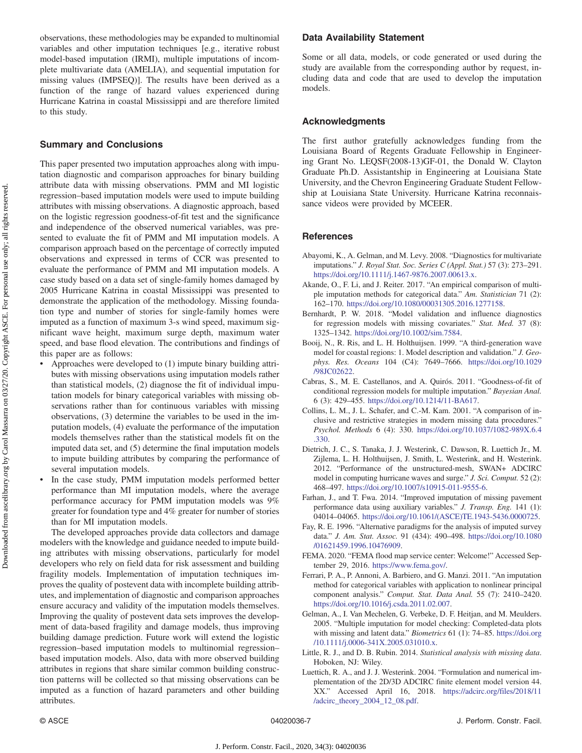observations, these methodologies may be expanded to multinomial variables and other imputation techniques [e.g., iterative robust model-based imputation (IRMI), multiple imputations of incomplete multivariate data (AMELIA), and sequential imputation for missing values (IMPSEQ)]. The results have been derived as a function of the range of hazard values experienced during Hurricane Katrina in coastal Mississippi and are therefore limited to this study.

## Summary and Conclusions

This paper presented two imputation approaches along with imputation diagnostic and comparison approaches for binary building attribute data with missing observations. PMM and MI logistic regression–based imputation models were used to impute building attributes with missing observations. A diagnostic approach, based on the logistic regression goodness-of-fit test and the significance and independence of the observed numerical variables, was presented to evaluate the fit of PMM and MI imputation models. A comparison approach based on the percentage of correctly imputed observations and expressed in terms of CCR was presented to evaluate the performance of PMM and MI imputation models. A case study based on a data set of single-family homes damaged by 2005 Hurricane Katrina in coastal Mississippi was presented to demonstrate the application of the methodology. Missing foundation type and number of stories for single-family homes were imputed as a function of maximum 3-s wind speed, maximum significant wave height, maximum surge depth, maximum water speed, and base flood elevation. The contributions and findings of this paper are as follows:

- Approaches were developed to (1) impute binary building attributes with missing observations using imputation models rather than statistical models, (2) diagnose the fit of individual imputation models for binary categorical variables with missing observations rather than for continuous variables with missing observations, (3) determine the variables to be used in the imputation models, (4) evaluate the performance of the imputation models themselves rather than the statistical models fit on the imputed data set, and (5) determine the final imputation models to impute building attributes by comparing the performance of several imputation models.
- In the case study, PMM imputation models performed better performance than MI imputation models, where the average performance accuracy for PMM imputation models was 9% greater for foundation type and 4% greater for number of stories than for MI imputation models.

The developed approaches provide data collectors and damage modelers with the knowledge and guidance needed to impute building attributes with missing observations, particularly for model developers who rely on field data for risk assessment and building fragility models. Implementation of imputation techniques improves the quality of postevent data with incomplete building attributes, and implementation of diagnostic and comparison approaches ensure accuracy and validity of the imputation models themselves. Improving the quality of postevent data sets improves the development of data-based fragility and damage models, thus improving building damage prediction. Future work will extend the logistic regression–based imputation models to multinomial regression–based imputation models. Also, data with more observed building attributes in regions that share similar common building construction patterns will be collected so that missing observations can be imputed as a function of hazard parameters and other building attributes.

## Data Availability Statement

Some or all data, models, or code generated or used during the study are available from the corresponding author by request, including data and code that are used to develop the imputation models.

## Acknowledgments

The first author gratefully acknowledges funding from the Louisiana Board of Regents Graduate Fellowship in Engineering Grant No. LEQSF(2008-13)GF-01, the Donald W. Clayton Graduate Ph.D. Assistantship in Engineering at Louisiana State University, and the Chevron Engineering Graduate Student Fellowship at Louisiana State University. Hurricane Katrina reconnaissance videos were provided by MCEER.

## References

Abayomi, K., A. Gelman, and M. Levy. 2008. "Diagnostics for multivariate imputations." *J. Royal Stat. Soc. Series C (Appl. Stat.)* 57 (3): 273–291. https://doi.org/10.1111/j.1467-9876.2007.00613.x.

Akande, O., F. Li, and J. Reiter. 2017. "An empirical comparison of multiple imputation methods for categorical data." *Am. Statistician* 71 (2): 162–170. https://doi.org/10.1080/00031305.2016.1277158.

Bernhardt, P. W. 2018. "Model validation and influence diagnostics for regression models with missing covariates." *Stat. Med.* 37 (8): 1325–1342. https://doi.org/10.1002/sim.7584.

Booij, N., R. Ris, and L. H. Holthuijsen. 1999. "A third-generation wave model for coastal regions: 1. Model description and validation." *J. Geophys. Res. Oceans* 104 (C4): 7649–7666. https://doi.org/10.1029/98JC02622.

Cabras, S., M. E. Castellanos, and A. Quirós. 2011. "Goodness-of-fit of conditional regression models for multiple imputation." *Bayesian Anal.* 6 (3): 429–455. https://doi.org/10.1214/11-BA617.

Collins, L. M., J. L. Schafer, and C.-M. Kam. 2001. "A comparison of inclusive and restrictive strategies in modern missing data procedures." *Psychol. Methods* 6 (4): 330. https://doi.org/10.1037/1082-989X.6.4.330.

Dietrich, J. C., S. Tanaka, J. J. Westerink, C. Dawson, R. Luettich Jr., M. Zijlema, L. H. Holthuijsen, J. Smith, L. Westerink, and H. Westerink. 2012. "Performance of the unstructured-mesh, SWAN+ ADCIRC model in computing hurricane waves and surge." *J. Sci. Comput.* 52 (2): 468–497. https://doi.org/10.1007/s10915-011-9555-6.

Farhan, J., and T. Fwa. 2014. "Improved imputation of missing pavement performance data using auxiliary variables." *J. Transp. Eng.* 141 (1): 04014–04065. https://doi.org/10.1061/(ASCE)TE.1943-5436.0000725.

Fay, R. E. 1996. "Alternative paradigms for the analysis of imputed survey data." *J. Am. Stat. Assoc.* 91 (434): 490–498. https://doi.org/10.1080/01621459.1996.10476909.

FEMA. 2020. "FEMA flood map service center: Welcome!" Accessed September 29, 2016. https://www.fema.gov/.

Ferrari, P. A., P. Annoni, A. Barbiero, and G. Manzi. 2011. "An imputation method for categorical variables with application to nonlinear principal component analysis." *Comput. Stat. Data Anal.* 55 (7): 2410–2420. https://doi.org/10.1016/j.csda.2011.02.007.

Gelman, A., I. Van Mechelen, G. Verbeke, D. F. Heitjan, and M. Meulders. 2005. "Multiple imputation for model checking: Completed-data plots with missing and latent data." *Biometrics* 61 (1): 74–85. https://doi.org/10.1111/j.0006-341X.2005.031010.x.

Little, R. J., and D. B. Rubin. 2014. *Statistical analysis with missing data*. Hoboken, NJ: Wiley.

Luettich, R. A., and J. J. Westerink. 2004. "Formulation and numerical implementation of the 2D/3D ADCIRC finite element model version 44.XX." Accessed April 16, 2018. https://adcirc.org/files/2018/11/adcirc_theory_2004_12_08.pdf.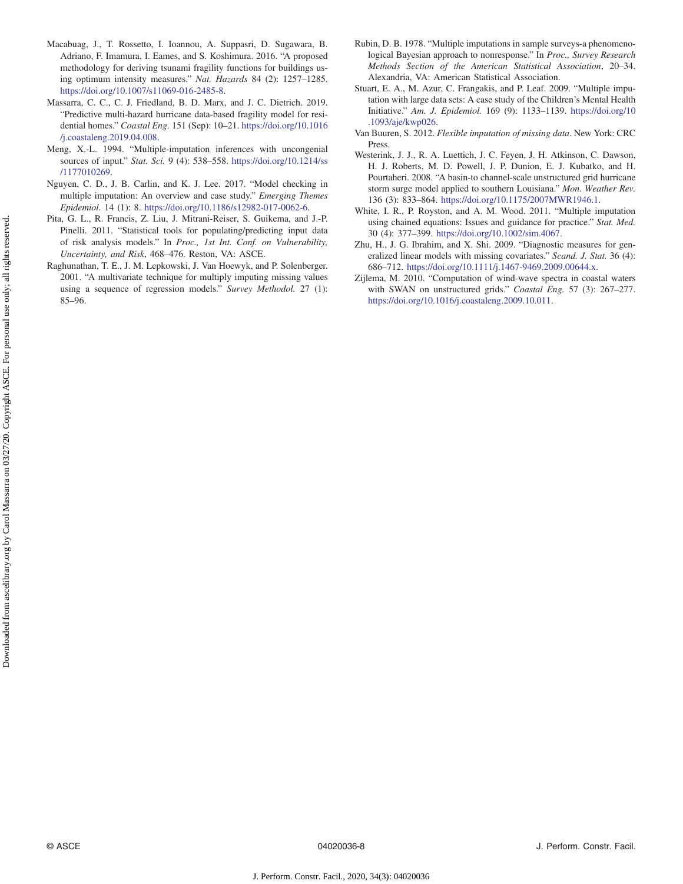Macabuag, J., T. Rossetto, I. Ioannou, A. Suppasri, D. Sugawara, B. Adriano, F. Imamura, I. Eames, and S. Koshimura. 2016. "A proposed methodology for deriving tsunami fragility functions for buildings using optimum intensity measures." *Nat. Hazards* 84 (2): 1257–1285. https://doi.org/10.1007/s11069-016-2485-8.

Massarra, C. C., C. J. Friedland, B. D. Marx, and J. C. Dietrich. 2019. "Predictive multi-hazard hurricane data-based fragility model for residential homes." *Coastal Eng.* 151 (Sep): 10–21. https://doi.org/10.1016/j.coastaleng.2019.04.008.

Meng, X.-L. 1994. "Multiple-imputation inferences with uncongenial sources of input." *Stat. Sci.* 9 (4): 538–558. https://doi.org/10.1214/ss/1177010269.

Nguyen, C. D., J. B. Carlin, and K. J. Lee. 2017. "Model checking in multiple imputation: An overview and case study." *Emerging Themes Epidemiol.* 14 (1): 8. https://doi.org/10.1186/s12982-017-0062-6.

Pita, G. L., R. Francis, Z. Liu, J. Mitrani-Reiser, S. Guikema, and J.-P. Pinelli. 2011. "Statistical tools for populating/predicting input data of risk analysis models." In *Proc., 1st Int. Conf. on Vulnerability, Uncertainty, and Risk*, 468–476. Reston, VA: ASCE.

Raghunathan, T. E., J. M. Lepkowski, J. Van Hoewyk, and P. Solenberger. 2001. "A multivariate technique for multiply imputing missing values using a sequence of regression models." *Survey Methodol.* 27 (1): 85–96.

Rubin, D. B. 1978. "Multiple imputations in sample surveys-a phenomenological Bayesian approach to nonresponse." In *Proc., Survey Research Methods Section of the American Statistical Association*, 20–34. Alexandria, VA: American Statistical Association.

Stuart, E. A., M. Azur, C. Frangakis, and P. Leaf. 2009. "Multiple imputation with large data sets: A case study of the Children's Mental Health Initiative." *Am. J. Epidemiol.* 169 (9): 1133–1139. https://doi.org/10.1093/aje/kwp026.

Van Buuren, S. 2012. *Flexible imputation of missing data*. New York: CRC Press.

Westerink, J. J., R. A. Luettich, J. C. Feyen, J. H. Atkinson, C. Dawson, H. J. Roberts, M. D. Powell, J. P. Dunion, E. J. Kubatko, and H. Pourtaheri. 2008. "A basin-to channel-scale unstructured grid hurricane storm surge model applied to southern Louisiana." *Mon. Weather Rev.* 136 (3): 833–864. https://doi.org/10.1175/2007MWR1946.1.

White, I. R., P. Royston, and A. M. Wood. 2011. "Multiple imputation using chained equations: Issues and guidance for practice." *Stat. Med.* 30 (4): 377–399. https://doi.org/10.1002/sim.4067.

Zhu, H., J. G. Ibrahim, and X. Shi. 2009. "Diagnostic measures for generalized linear models with missing covariates." *Scand. J. Stat.* 36 (4): 686–712. https://doi.org/10.1111/j.1467-9469.2009.00644.x.

Zijlema, M. 2010. "Computation of wind-wave spectra in coastal waters with SWAN on unstructured grids." *Coastal Eng.* 57 (3): 267–277. https://doi.org/10.1016/j.coastaleng.2009.10.011.